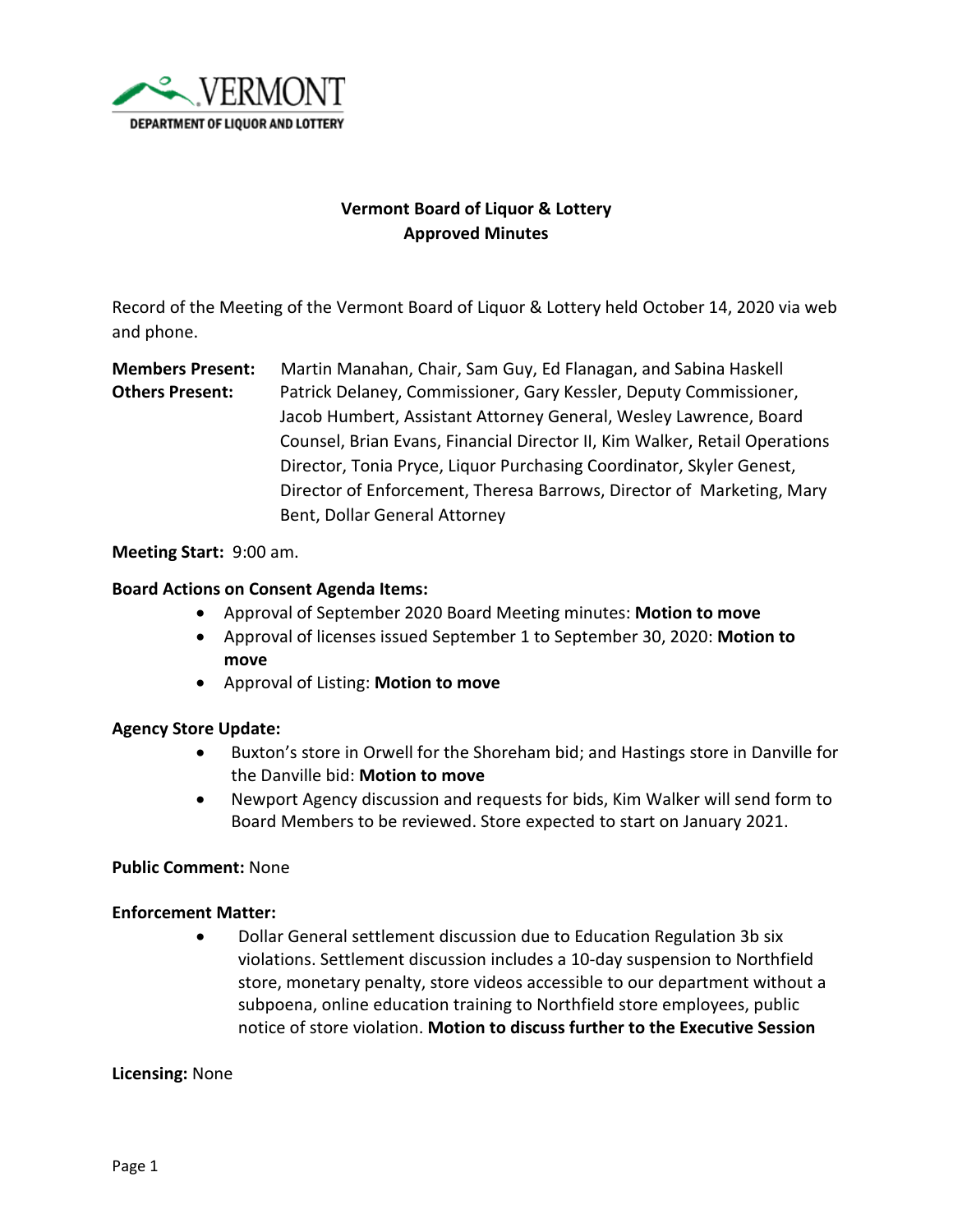VERMONT
DEPARTMENT OF LIQUOR AND LOTTERY

# Vermont Board of Liquor & Lottery
## Approved Minutes

Record of the Meeting of the Vermont Board of Liquor & Lottery held October 14, 2020 via web and phone.

**Members Present:** Martin Manahan, Chair, Sam Guy, Ed Flanagan, and Sabina Haskell

**Others Present:** Patrick Delaney, Commissioner, Gary Kessler, Deputy Commissioner, Jacob Humbert, Assistant Attorney General, Wesley Lawrence, Board Counsel, Brian Evans, Financial Director II, Kim Walker, Retail Operations Director, Tonia Pryce, Liquor Purchasing Coordinator, Skyler Genest, Director of Enforcement, Theresa Barrows, Director of Marketing, Mary Bent, Dollar General Attorney

**Meeting Start:** 9:00 am.

**Board Actions on Consent Agenda Items:**

- Approval of September 2020 Board Meeting minutes: **Motion to move**
- Approval of licenses issued September 1 to September 30, 2020: **Motion to move**
- Approval of Listing: **Motion to move**

**Agency Store Update:**

- Buxton's store in Orwell for the Shoreham bid; and Hastings store in Danville for the Danville bid: **Motion to move**
- Newport Agency discussion and requests for bids, Kim Walker will send form to Board Members to be reviewed. Store expected to start on January 2021.

**Public Comment:** None

**Enforcement Matter:**

- Dollar General settlement discussion due to Education Regulation 3b six violations. Settlement discussion includes a 10-day suspension to Northfield store, monetary penalty, store videos accessible to our department without a subpoena, online education training to Northfield store employees, public notice of store violation. **Motion to discuss further to the Executive Session**

**Licensing:** None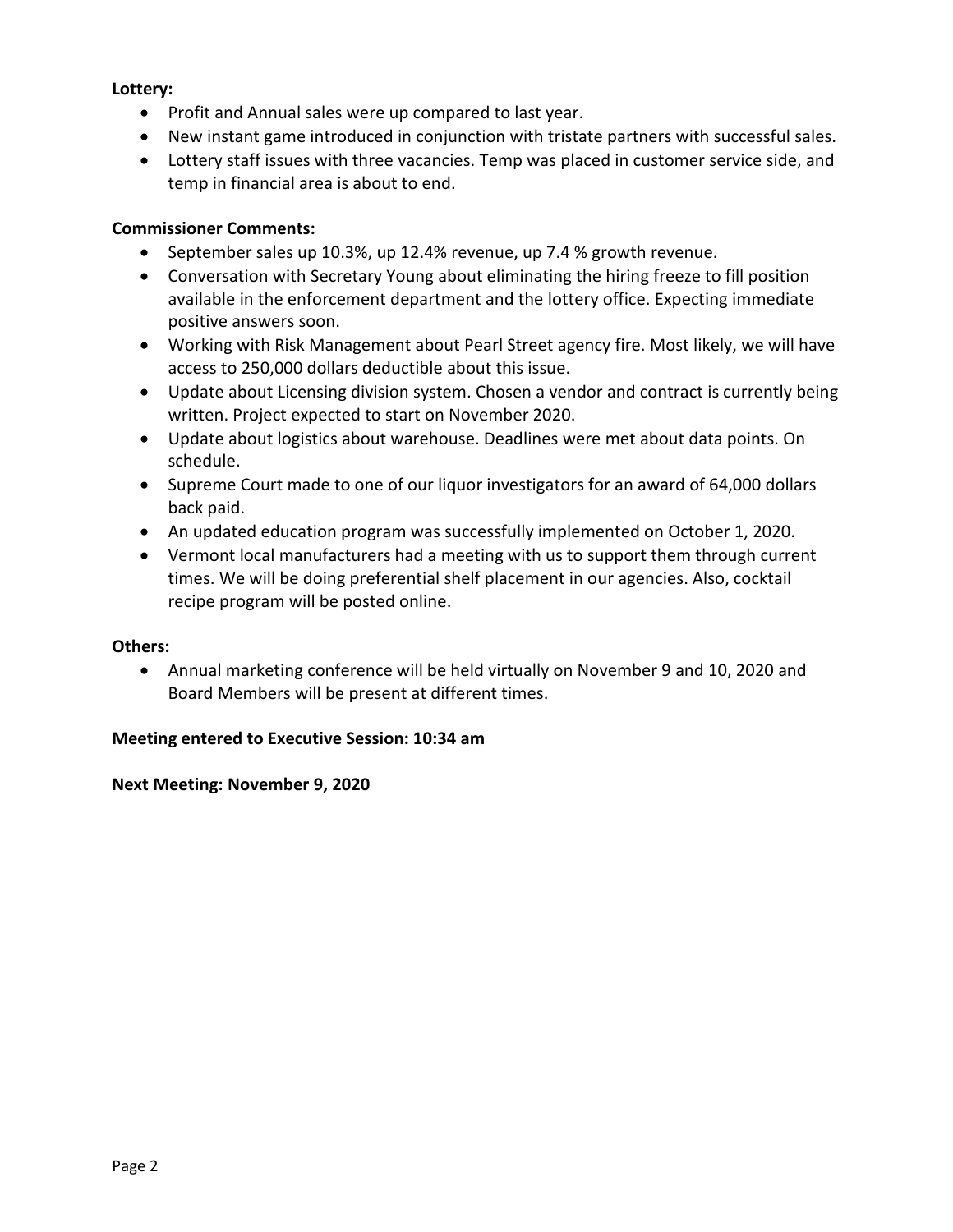**Lottery:**

- Profit and Annual sales were up compared to last year.
- New instant game introduced in conjunction with tristate partners with successful sales.
- Lottery staff issues with three vacancies. Temp was placed in customer service side, and temp in financial area is about to end.

**Commissioner Comments:**

- September sales up 10.3%, up 12.4% revenue, up 7.4 % growth revenue.
- Conversation with Secretary Young about eliminating the hiring freeze to fill position available in the enforcement department and the lottery office. Expecting immediate positive answers soon.
- Working with Risk Management about Pearl Street agency fire. Most likely, we will have access to 250,000 dollars deductible about this issue.
- Update about Licensing division system. Chosen a vendor and contract is currently being written. Project expected to start on November 2020.
- Update about logistics about warehouse. Deadlines were met about data points. On schedule.
- Supreme Court made to one of our liquor investigators for an award of 64,000 dollars back paid.
- An updated education program was successfully implemented on October 1, 2020.
- Vermont local manufacturers had a meeting with us to support them through current times. We will be doing preferential shelf placement in our agencies. Also, cocktail recipe program will be posted online.

**Others:**

- Annual marketing conference will be held virtually on November 9 and 10, 2020 and Board Members will be present at different times.

**Meeting entered to Executive Session: 10:34 am**

**Next Meeting: November 9, 2020**